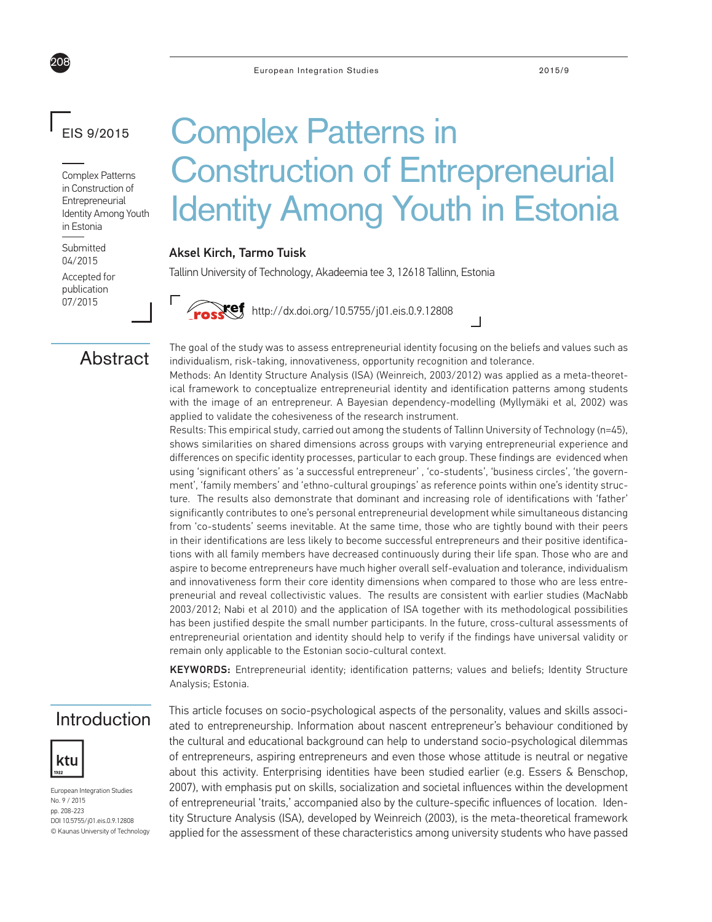EIS 9/2015

Complex Patterns in Construction of Entrepreneurial Identity Among Youth in Estonia

Submitted 04/2015

Accepted for publication 07/2015

# Complex Patterns in Construction of Entrepreneurial Identity Among Youth in Estonia

**Aksel Kirch, Tarmo Tuisk**

Tallinn University of Technology, Akadeemia tee 3, 12618 Tallinn, Estonia

http://dx.doi.org/10.5755/j01.eis.0.9.12808

## Abstract

The goal of the study was to assess entrepreneurial identity focusing on the beliefs and values such as individualism, risk-taking, innovativeness, opportunity recognition and tolerance.

Methods: An Identity Structure Analysis (ISA) (Weinreich, 2003/2012) was applied as a meta-theoretical framework to conceptualize entrepreneurial identity and identification patterns among students with the image of an entrepreneur. A Bayesian dependency-modelling (Myllymäki et al, 2002) was applied to validate the cohesiveness of the research instrument.

Results: This empirical study, carried out among the students of Tallinn University of Technology (n=45), shows similarities on shared dimensions across groups with varying entrepreneurial experience and differences on specific identity processes, particular to each group. These findings are evidenced when using 'significant others' as 'a successful entrepreneur' , 'co-students', 'business circles', 'the government', 'family members' and 'ethno-cultural groupings' as reference points within one's identity structure. The results also demonstrate that dominant and increasing role of identifications with 'father' significantly contributes to one's personal entrepreneurial development while simultaneous distancing from 'co-students' seems inevitable. At the same time, those who are tightly bound with their peers in their identifications are less likely to become successful entrepreneurs and their positive identifications with all family members have decreased continuously during their life span. Those who are and aspire to become entrepreneurs have much higher overall self-evaluation and tolerance, individualism and innovativeness form their core identity dimensions when compared to those who are less entrepreneurial and reveal collectivistic values. The results are consistent with earlier studies (MacNabb 2003/2012; Nabi et al 2010) and the application of ISA together with its methodological possibilities has been justified despite the small number participants. In the future, cross-cultural assessments of entrepreneurial orientation and identity should help to verify if the findings have universal validity or remain only applicable to the Estonian socio-cultural context.

**KEYWORDS:** Entrepreneurial identity; identification patterns; values and beliefs; Identity Structure Analysis; Estonia.

## Introduction

This article focuses on socio-psychological aspects of the personality, values and skills associated to entrepreneurship. Information about nascent entrepreneur's behaviour conditioned by the cultural and educational background can help to understand socio-psychological dilemmas of entrepreneurs, aspiring entrepreneurs and even those whose attitude is neutral or negative about this activity. Enterprising identities have been studied earlier (e.g. Essers & Benschop, 2007), with emphasis put on skills, socialization and societal influences within the development of entrepreneurial 'traits,' accompanied also by the culture-specific influences of location. Identity Structure Analysis (ISA), developed by Weinreich (2003), is the meta-theoretical framework applied for the assessment of these characteristics among university students who have passed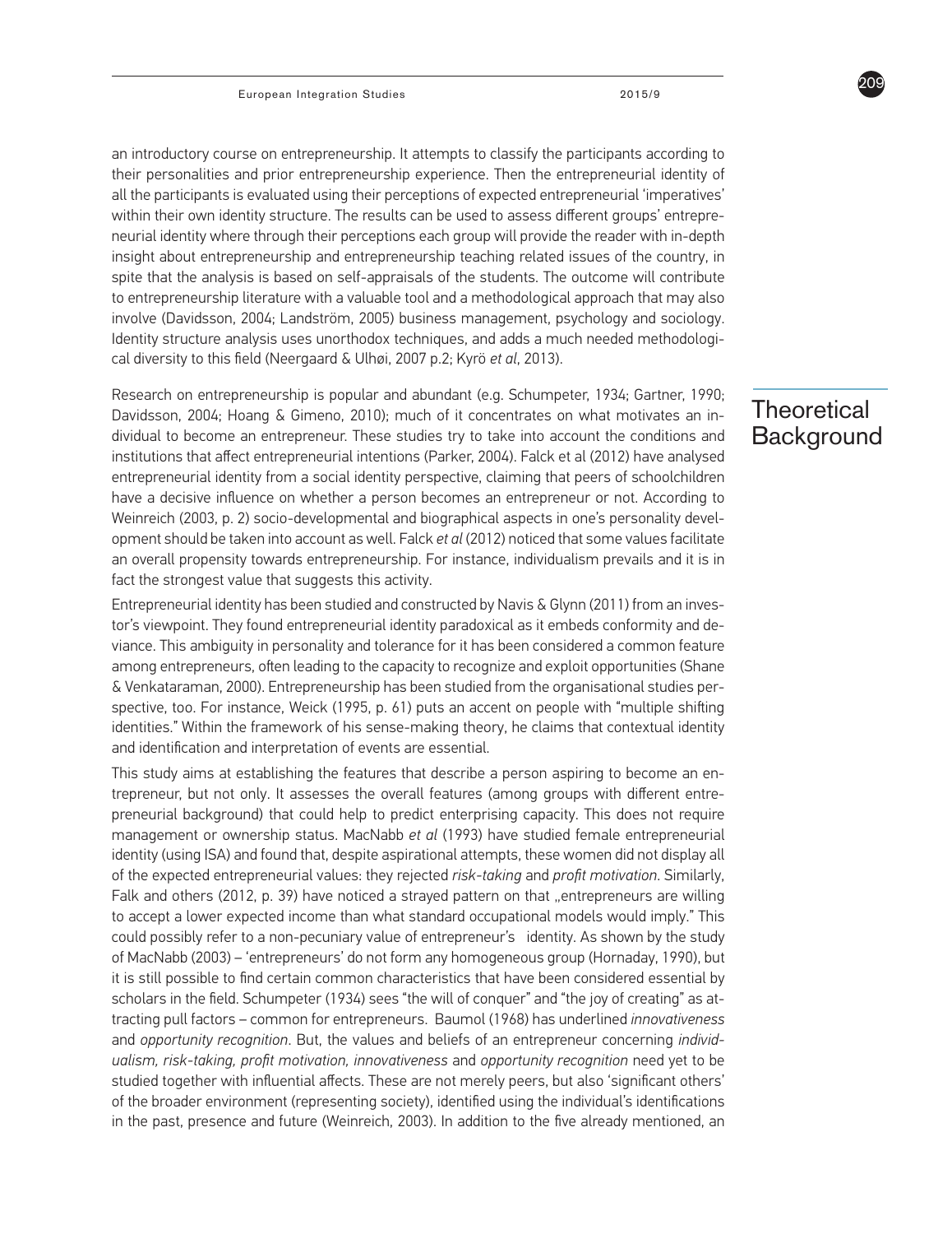an introductory course on entrepreneurship. It attempts to classify the participants according to their personalities and prior entrepreneurship experience. Then the entrepreneurial identity of all the participants is evaluated using their perceptions of expected entrepreneurial 'imperatives' within their own identity structure. The results can be used to assess different groups' entrepreneurial identity where through their perceptions each group will provide the reader with in-depth insight about entrepreneurship and entrepreneurship teaching related issues of the country, in spite that the analysis is based on self-appraisals of the students. The outcome will contribute to entrepreneurship literature with a valuable tool and a methodological approach that may also involve (Davidsson, 2004; Landström, 2005) business management, psychology and sociology. Identity structure analysis uses unorthodox techniques, and adds a much needed methodological diversity to this field (Neergaard & Ulhøi, 2007 p.2; Kyrö *et al*, 2013).

## Theoretical Background

Research on entrepreneurship is popular and abundant (e.g. Schumpeter, 1934; Gartner, 1990; Davidsson, 2004; Hoang & Gimeno, 2010); much of it concentrates on what motivates an individual to become an entrepreneur. These studies try to take into account the conditions and institutions that affect entrepreneurial intentions (Parker, 2004). Falck et al (2012) have analysed entrepreneurial identity from a social identity perspective, claiming that peers of schoolchildren have a decisive influence on whether a person becomes an entrepreneur or not. According to Weinreich (2003, p. 2) socio-developmental and biographical aspects in one's personality development should be taken into account as well. Falck *et al* (2012) noticed that some values facilitate an overall propensity towards entrepreneurship. For instance, individualism prevails and it is in fact the strongest value that suggests this activity.

Entrepreneurial identity has been studied and constructed by Navis & Glynn (2011) from an investor's viewpoint. They found entrepreneurial identity paradoxical as it embeds conformity and deviance. This ambiguity in personality and tolerance for it has been considered a common feature among entrepreneurs, often leading to the capacity to recognize and exploit opportunities (Shane & Venkataraman, 2000). Entrepreneurship has been studied from the organisational studies perspective, too. For instance, Weick (1995, p. 61) puts an accent on people with "multiple shifting identities." Within the framework of his sense-making theory, he claims that contextual identity and identification and interpretation of events are essential.

This study aims at establishing the features that describe a person aspiring to become an entrepreneur, but not only. It assesses the overall features (among groups with different entrepreneurial background) that could help to predict enterprising capacity. This does not require management or ownership status. MacNabb *et al* (1993) have studied female entrepreneurial identity (using ISA) and found that, despite aspirational attempts, these women did not display all of the expected entrepreneurial values: they rejected *risk-taking* and *profit motivation*. Similarly, Falk and others (2012, p. 39) have noticed a strayed pattern on that „entrepreneurs are willing to accept a lower expected income than what standard occupational models would imply." This could possibly refer to a non-pecuniary value of entrepreneur's identity. As shown by the study of MacNabb (2003) – 'entrepreneurs' do not form any homogeneous group (Hornaday, 1990), but it is still possible to find certain common characteristics that have been considered essential by scholars in the field. Schumpeter (1934) sees "the will of conquer" and "the joy of creating" as attracting pull factors – common for entrepreneurs. Baumol (1968) has underlined *innovativeness* and *opportunity recognition*. But, the values and beliefs of an entrepreneur concerning *individualism, risk-taking, profit motivation, innovativeness* and *opportunity recognition* need yet to be studied together with influential affects. These are not merely peers, but also 'significant others' of the broader environment (representing society), identified using the individual's identifications in the past, presence and future (Weinreich, 2003). In addition to the five already mentioned, an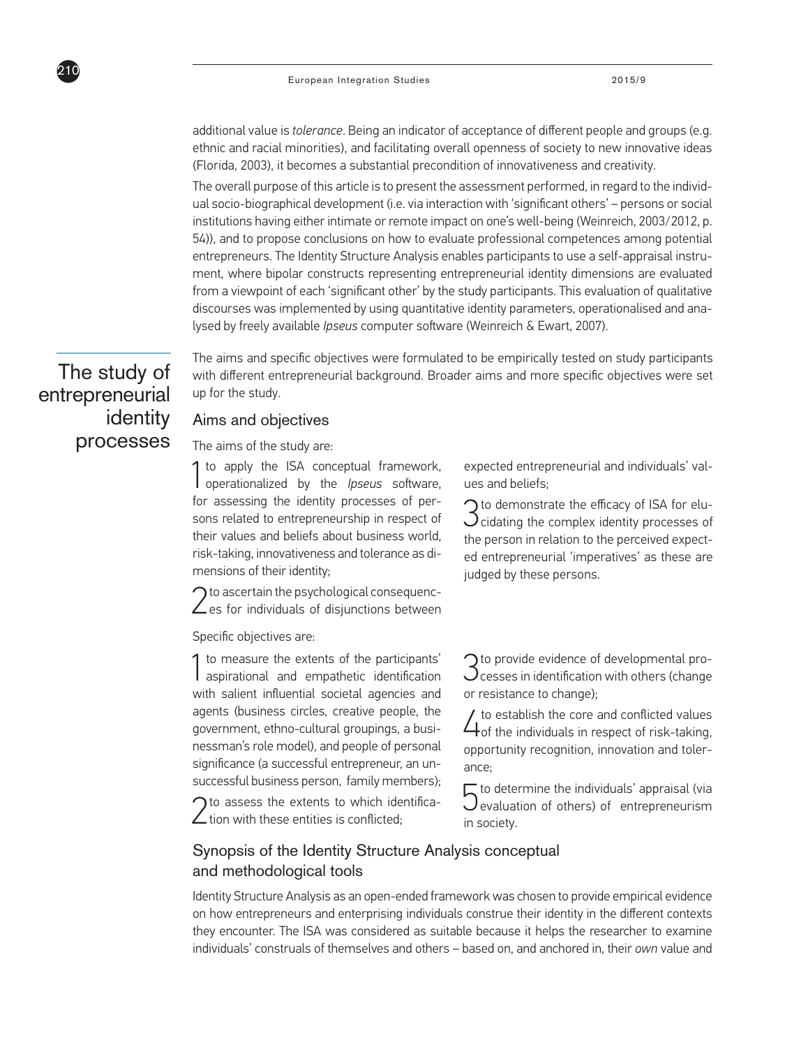additional value is *tolerance*. Being an indicator of acceptance of different people and groups (e.g. ethnic and racial minorities), and facilitating overall openness of society to new innovative ideas (Florida, 2003), it becomes a substantial precondition of innovativeness and creativity.

The overall purpose of this article is to present the assessment performed, in regard to the individual socio-biographical development (i.e. via interaction with 'significant others' – persons or social institutions having either intimate or remote impact on one's well-being (Weinreich, 2003/2012, p. 54)), and to propose conclusions on how to evaluate professional competences among potential entrepreneurs. The Identity Structure Analysis enables participants to use a self-appraisal instrument, where bipolar constructs representing entrepreneurial identity dimensions are evaluated from a viewpoint of each 'significant other' by the study participants. This evaluation of qualitative discourses was implemented by using quantitative identity parameters, operationalised and analysed by freely available *Ipseus* computer software (Weinreich & Ewart, 2007).

## The study of entrepreneurial identity processes

The aims and specific objectives were formulated to be empirically tested on study participants with different entrepreneurial background. Broader aims and more specific objectives were set up for the study.

### Aims and objectives

The aims of the study are:

1. to apply the ISA conceptual framework, operationalized by the *Ipseus* software, for assessing the identity processes of persons related to entrepreneurship in respect of their values and beliefs about business world, risk-taking, innovativeness and tolerance as dimensions of their identity;
2. to ascertain the psychological consequences for individuals of disjunctions between expected entrepreneurial and individuals' values and beliefs;
3. to demonstrate the efficacy of ISA for elucidating the complex identity processes of the person in relation to the perceived expected entrepreneurial 'imperatives' as these are judged by these persons.

Specific objectives are:

1. to measure the extents of the participants' aspirational and empathetic identification with salient influential societal agencies and agents (business circles, creative people, the government, ethno-cultural groupings, a businessman's role model), and people of personal significance (a successful entrepreneur, an unsuccessful business person, family members);
2. to assess the extents to which identification with these entities is conflicted;
3. to provide evidence of developmental processes in identification with others (change or resistance to change);
4. to establish the core and conflicted values of the individuals in respect of risk-taking, opportunity recognition, innovation and tolerance;
5. to determine the individuals' appraisal (via evaluation of others) of entrepreneurism in society.

### Synopsis of the Identity Structure Analysis conceptual and methodological tools

Identity Structure Analysis as an open-ended framework was chosen to provide empirical evidence on how entrepreneurs and enterprising individuals construe their identity in the different contexts they encounter. The ISA was considered as suitable because it helps the researcher to examine individuals' construals of themselves and others – based on, and anchored in, their *own* value and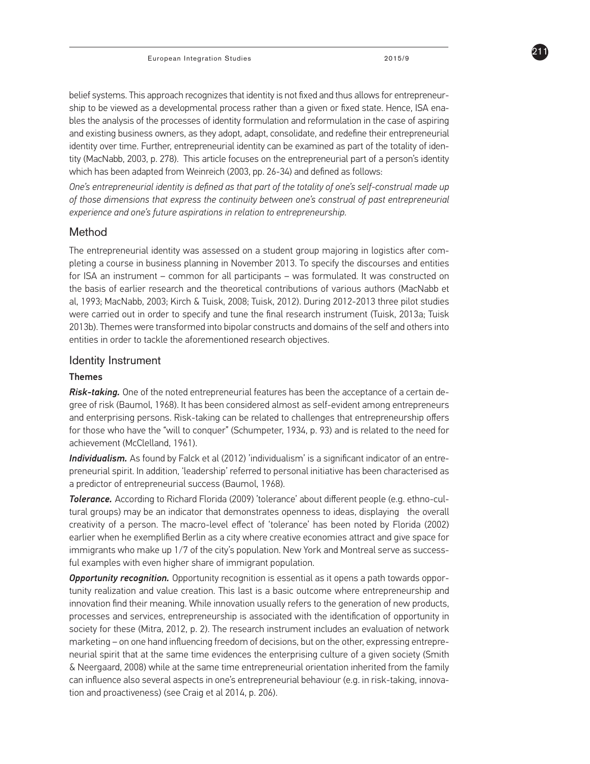belief systems. This approach recognizes that identity is not fixed and thus allows for entrepreneurship to be viewed as a developmental process rather than a given or fixed state. Hence, ISA enables the analysis of the processes of identity formulation and reformulation in the case of aspiring and existing business owners, as they adopt, adapt, consolidate, and redefine their entrepreneurial identity over time. Further, entrepreneurial identity can be examined as part of the totality of identity (MacNabb, 2003, p. 278). This article focuses on the entrepreneurial part of a person's identity which has been adapted from Weinreich (2003, pp. 26-34) and defined as follows:

*One's entrepreneurial identity is defined as that part of the totality of one's self-construal made up of those dimensions that express the continuity between one's construal of past entrepreneurial experience and one's future aspirations in relation to entrepreneurship.*

## Method

The entrepreneurial identity was assessed on a student group majoring in logistics after completing a course in business planning in November 2013. To specify the discourses and entities for ISA an instrument – common for all participants – was formulated. It was constructed on the basis of earlier research and the theoretical contributions of various authors (MacNabb et al, 1993; MacNabb, 2003; Kirch & Tuisk, 2008; Tuisk, 2012). During 2012-2013 three pilot studies were carried out in order to specify and tune the final research instrument (Tuisk, 2013a; Tuisk 2013b). Themes were transformed into bipolar constructs and domains of the self and others into entities in order to tackle the aforementioned research objectives.

## Identity Instrument

### Themes

***Risk-taking.*** One of the noted entrepreneurial features has been the acceptance of a certain degree of risk (Baumol, 1968). It has been considered almost as self-evident among entrepreneurs and enterprising persons. Risk-taking can be related to challenges that entrepreneurship offers for those who have the "will to conquer" (Schumpeter, 1934, p. 93) and is related to the need for achievement (McClelland, 1961).

***Individualism.*** As found by Falck et al (2012) 'individualism' is a significant indicator of an entrepreneurial spirit. In addition, 'leadership' referred to personal initiative has been characterised as a predictor of entrepreneurial success (Baumol, 1968).

***Tolerance.*** According to Richard Florida (2009) 'tolerance' about different people (e.g. ethno-cultural groups) may be an indicator that demonstrates openness to ideas, displaying the overall creativity of a person. The macro-level effect of 'tolerance' has been noted by Florida (2002) earlier when he exemplified Berlin as a city where creative economies attract and give space for immigrants who make up 1/7 of the city's population. New York and Montreal serve as successful examples with even higher share of immigrant population.

***Opportunity recognition.*** Opportunity recognition is essential as it opens a path towards opportunity realization and value creation. This last is a basic outcome where entrepreneurship and innovation find their meaning. While innovation usually refers to the generation of new products, processes and services, entrepreneurship is associated with the identification of opportunity in society for these (Mitra, 2012, p. 2). The research instrument includes an evaluation of network marketing – on one hand influencing freedom of decisions, but on the other, expressing entrepreneurial spirit that at the same time evidences the enterprising culture of a given society (Smith & Neergaard, 2008) while at the same time entrepreneurial orientation inherited from the family can influence also several aspects in one's entrepreneurial behaviour (e.g. in risk-taking, innovation and proactiveness) (see Craig et al 2014, p. 206).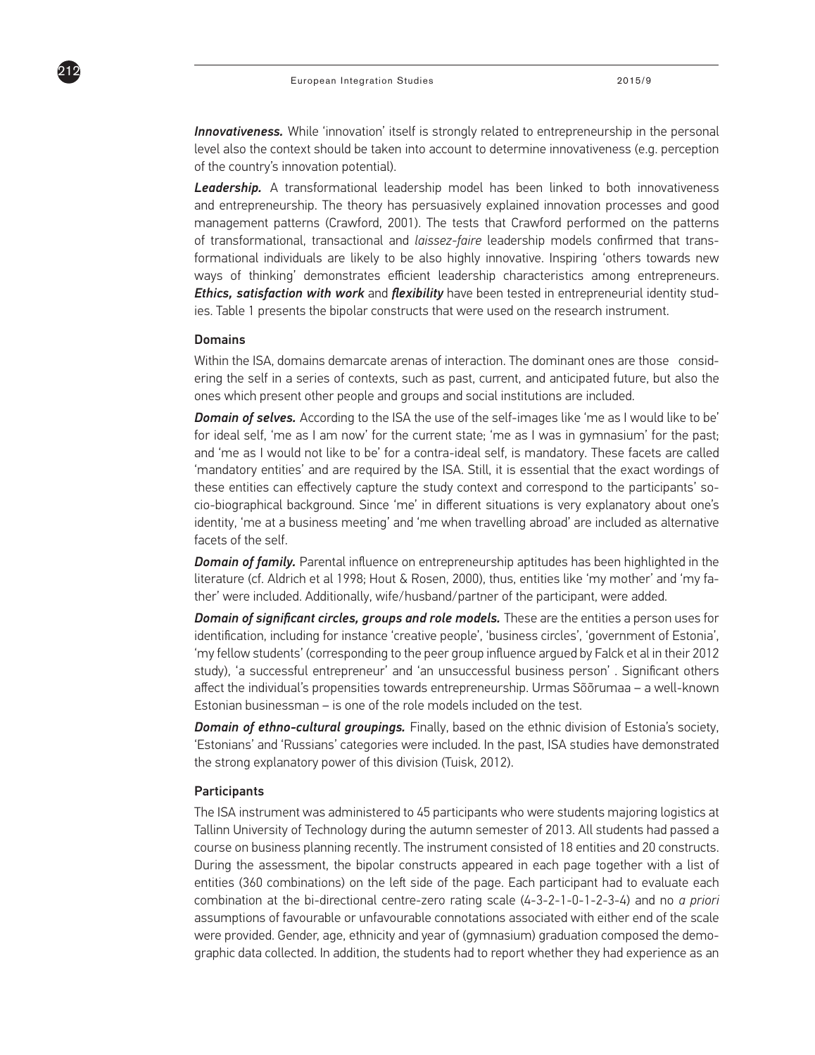***Innovativeness.*** While 'innovation' itself is strongly related to entrepreneurship in the personal level also the context should be taken into account to determine innovativeness (e.g. perception of the country's innovation potential).

***Leadership.*** A transformational leadership model has been linked to both innovativeness and entrepreneurship. The theory has persuasively explained innovation processes and good management patterns (Crawford, 2001). The tests that Crawford performed on the patterns of transformational, transactional and *laissez-faire* leadership models confirmed that transformational individuals are likely to be also highly innovative. Inspiring 'others towards new ways of thinking' demonstrates efficient leadership characteristics among entrepreneurs. ***Ethics, satisfaction with work*** and ***flexibility*** have been tested in entrepreneurial identity studies. Table 1 presents the bipolar constructs that were used on the research instrument.

**Domains**

Within the ISA, domains demarcate arenas of interaction. The dominant ones are those considering the self in a series of contexts, such as past, current, and anticipated future, but also the ones which present other people and groups and social institutions are included.

***Domain of selves.*** According to the ISA the use of the self-images like 'me as I would like to be' for ideal self, 'me as I am now' for the current state; 'me as I was in gymnasium' for the past; and 'me as I would not like to be' for a contra-ideal self, is mandatory. These facets are called 'mandatory entities' and are required by the ISA. Still, it is essential that the exact wordings of these entities can effectively capture the study context and correspond to the participants' socio-biographical background. Since 'me' in different situations is very explanatory about one's identity, 'me at a business meeting' and 'me when travelling abroad' are included as alternative facets of the self.

***Domain of family.*** Parental influence on entrepreneurship aptitudes has been highlighted in the literature (cf. Aldrich et al 1998; Hout & Rosen, 2000), thus, entities like 'my mother' and 'my father' were included. Additionally, wife/husband/partner of the participant, were added.

***Domain of significant circles, groups and role models.*** These are the entities a person uses for identification, including for instance 'creative people', 'business circles', 'government of Estonia', 'my fellow students' (corresponding to the peer group influence argued by Falck et al in their 2012 study), 'a successful entrepreneur' and 'an unsuccessful business person' . Significant others affect the individual's propensities towards entrepreneurship. Urmas Sõõrumaa – a well-known Estonian businessman – is one of the role models included on the test.

***Domain of ethno-cultural groupings.*** Finally, based on the ethnic division of Estonia's society, 'Estonians' and 'Russians' categories were included. In the past, ISA studies have demonstrated the strong explanatory power of this division (Tuisk, 2012).

**Participants**

The ISA instrument was administered to 45 participants who were students majoring logistics at Tallinn University of Technology during the autumn semester of 2013. All students had passed a course on business planning recently. The instrument consisted of 18 entities and 20 constructs. During the assessment, the bipolar constructs appeared in each page together with a list of entities (360 combinations) on the left side of the page. Each participant had to evaluate each combination at the bi-directional centre-zero rating scale (4-3-2-1-0-1-2-3-4) and no *a priori* assumptions of favourable or unfavourable connotations associated with either end of the scale were provided. Gender, age, ethnicity and year of (gymnasium) graduation composed the demographic data collected. In addition, the students had to report whether they had experience as an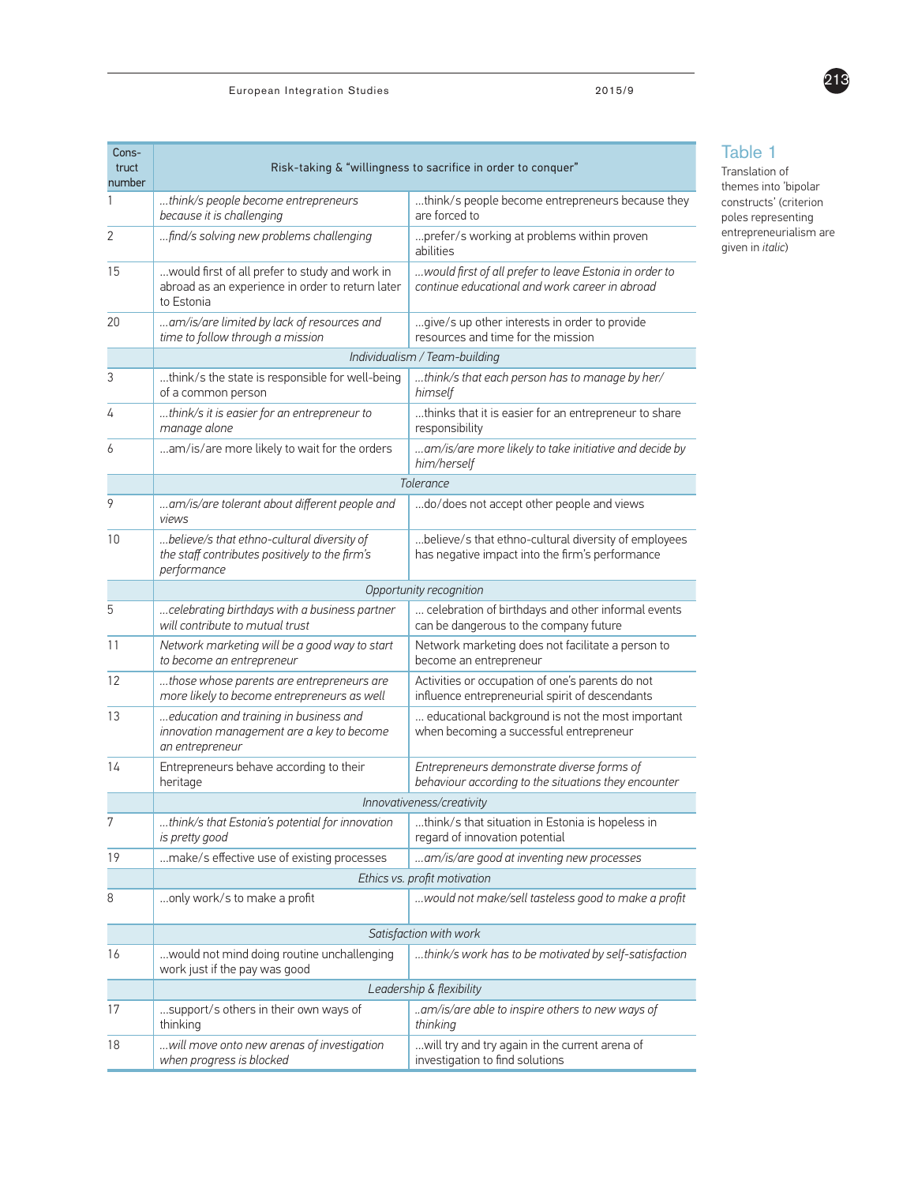**Table 1**

Translation of themes into 'bipolar constructs' (criterion poles representing entrepreneurialism are given in *italic*)

| Construct number | Risk-taking & "willingness to sacrifice in order to conquer" | |
|---|---|---|
| 1 | *...think/s people become entrepreneurs because it is challenging* | ...think/s people become entrepreneurs because they are forced to |
| 2 | *...find/s solving new problems challenging* | ...prefer/s working at problems within proven abilities |
| 15 | ...would first of all prefer to study and work in abroad as an experience in order to return later to Estonia | *...would first of all prefer to leave Estonia in order to continue educational and work career in abroad* |
| 20 | *...am/is/are limited by lack of resources and time to follow through a mission* | ...give/s up other interests in order to provide resources and time for the mission |
| | *Individualism / Team-building* | |
| 3 | ...think/s the state is responsible for well-being of a common person | *...think/s that each person has to manage by her/himself* |
| 4 | *...think/s it is easier for an entrepreneur to manage alone* | ...thinks that it is easier for an entrepreneur to share responsibility |
| 6 | ...am/is/are more likely to wait for the orders | *...am/is/are more likely to take initiative and decide by him/herself* |
| | *Tolerance* | |
| 9 | *...am/is/are tolerant about different people and views* | ...do/does not accept other people and views |
| 10 | *...believe/s that ethno-cultural diversity of the staff contributes positively to the firm's performance* | ...believe/s that ethno-cultural diversity of employees has negative impact into the firm's performance |
| | *Opportunity recognition* | |
| 5 | *...celebrating birthdays with a business partner will contribute to mutual trust* | ... celebration of birthdays and other informal events can be dangerous to the company future |
| 11 | *Network marketing will be a good way to start to become an entrepreneur* | Network marketing does not facilitate a person to become an entrepreneur |
| 12 | *...those whose parents are entrepreneurs are more likely to become entrepreneurs as well* | Activities or occupation of one's parents do not influence entrepreneurial spirit of descendants |
| 13 | *...education and training in business and innovation management are a key to become an entrepreneur* | ... educational background is not the most important when becoming a successful entrepreneur |
| 14 | Entrepreneurs behave according to their heritage | *Entrepreneurs demonstrate diverse forms of behaviour according to the situations they encounter* |
| | *Innovativeness/creativity* | |
| 7 | *...think/s that Estonia's potential for innovation is pretty good* | ...think/s that situation in Estonia is hopeless in regard of innovation potential |
| 19 | ...make/s effective use of existing processes | *...am/is/are good at inventing new processes* |
| | *Ethics vs. profit motivation* | |
| 8 | ...only work/s to make a profit | *...would not make/sell tasteless good to make a profit* |
| | *Satisfaction with work* | |
| 16 | ...would not mind doing routine unchallenging work just if the pay was good | *...think/s work has to be motivated by self-satisfaction* |
| | *Leadership & flexibility* | |
| 17 | ...support/s others in their own ways of thinking | *..am/is/are able to inspire others to new ways of thinking* |
| 18 | *...will move onto new arenas of investigation when progress is blocked* | ...will try and try again in the current arena of investigation to find solutions |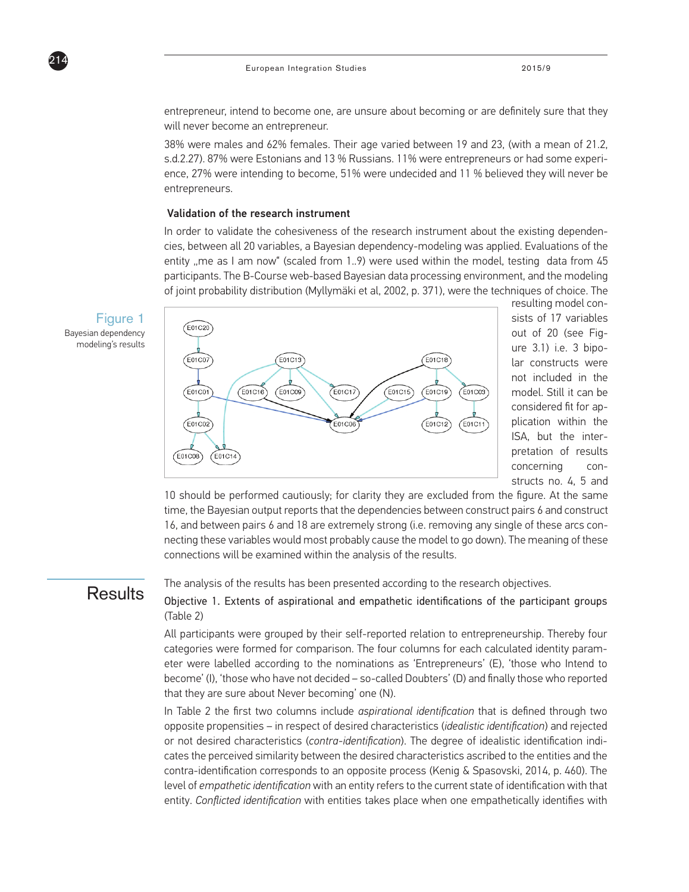entrepreneur, intend to become one, are unsure about becoming or are definitely sure that they will never become an entrepreneur.

38% were males and 62% females. Their age varied between 19 and 23, (with a mean of 21.2, s.d.2.27). 87% were Estonians and 13 % Russians. 11% were entrepreneurs or had some experience, 27% were intending to become, 51% were undecided and 11 % believed they will never be entrepreneurs.

### Validation of the research instrument

In order to validate the cohesiveness of the research instrument about the existing dependencies, between all 20 variables, a Bayesian dependency-modeling was applied. Evaluations of the entity „me as I am now" (scaled from 1..9) were used within the model, testing data from 45 participants. The B-Course web-based Bayesian data processing environment, and the modeling of joint probability distribution (Myllymäki et al, 2002, p. 371), were the techniques of choice. The resulting model consists of 17 variables out of 20 (see Figure 3.1) i.e. 3 bipolar constructs were not included in the model. Still it can be considered fit for application within the ISA, but the interpretation of results concerning constructs no. 4, 5 and 10 should be performed cautiously; for clarity they are excluded from the figure. At the same time, the Bayesian output reports that the dependencies between construct pairs 6 and construct 16, and between pairs 6 and 18 are extremely strong (i.e. removing any single of these arcs connecting these variables would most probably cause the model to go down). The meaning of these connections will be examined within the analysis of the results.

Figure 1
Bayesian dependency modeling's results

## Results

The analysis of the results has been presented according to the research objectives.

Objective 1. Extents of aspirational and empathetic identifications of the participant groups (Table 2)

All participants were grouped by their self-reported relation to entrepreneurship. Thereby four categories were formed for comparison. The four columns for each calculated identity parameter were labelled according to the nominations as 'Entrepreneurs' (E), 'those who Intend to become' (I), 'those who have not decided – so-called Doubters' (D) and finally those who reported that they are sure about Never becoming' one (N).

In Table 2 the first two columns include *aspirational identification* that is defined through two opposite propensities – in respect of desired characteristics (*idealistic identification*) and rejected or not desired characteristics (*contra-identification*). The degree of idealistic identification indicates the perceived similarity between the desired characteristics ascribed to the entities and the contra-identification corresponds to an opposite process (Kenig & Spasovski, 2014, p. 460). The level of *empathetic identification* with an entity refers to the current state of identification with that entity. *Conflicted identification* with entities takes place when one empathetically identifies with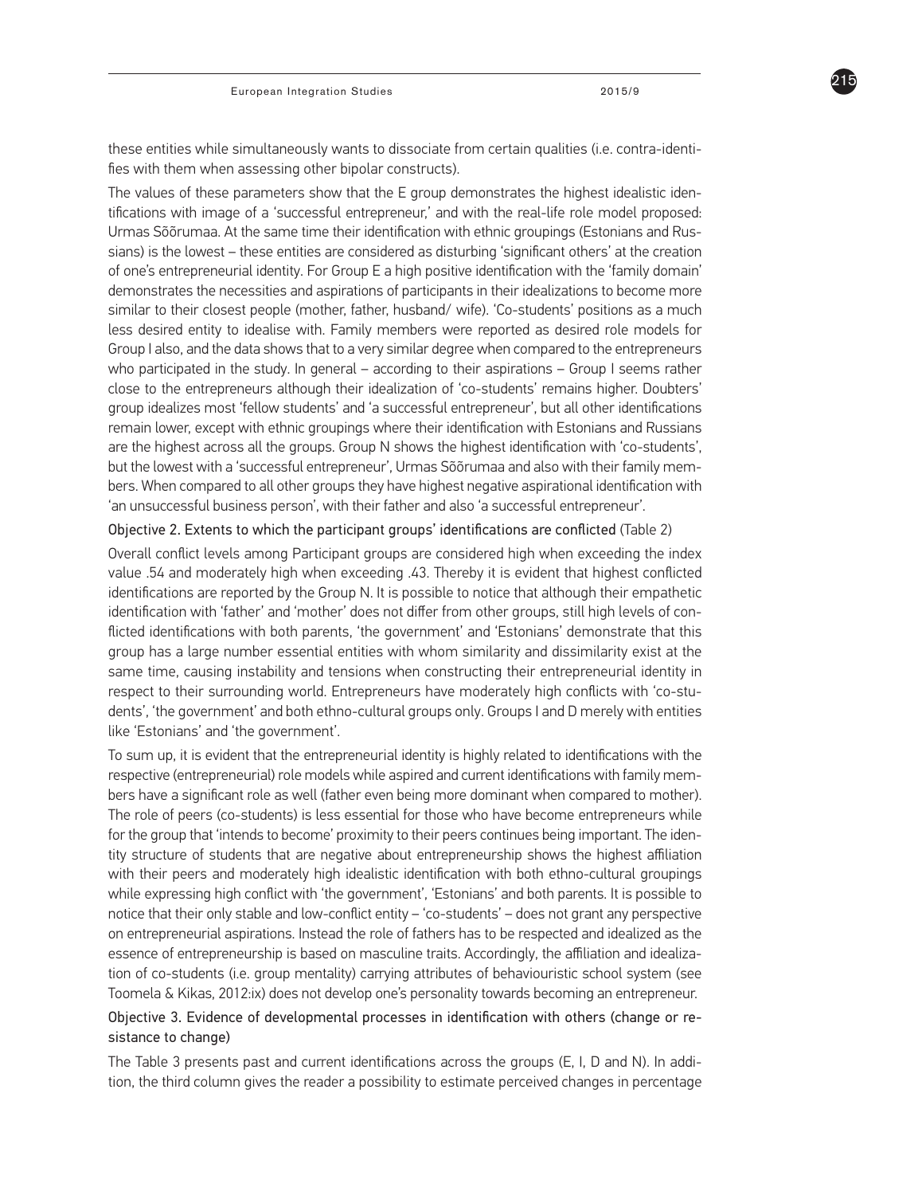these entities while simultaneously wants to dissociate from certain qualities (i.e. contra-identifies with them when assessing other bipolar constructs).

The values of these parameters show that the E group demonstrates the highest idealistic identifications with image of a 'successful entrepreneur,' and with the real-life role model proposed: Urmas Sõõrumaa. At the same time their identification with ethnic groupings (Estonians and Russians) is the lowest – these entities are considered as disturbing 'significant others' at the creation of one's entrepreneurial identity. For Group E a high positive identification with the 'family domain' demonstrates the necessities and aspirations of participants in their idealizations to become more similar to their closest people (mother, father, husband/ wife). 'Co-students' positions as a much less desired entity to idealise with. Family members were reported as desired role models for Group I also, and the data shows that to a very similar degree when compared to the entrepreneurs who participated in the study. In general – according to their aspirations – Group I seems rather close to the entrepreneurs although their idealization of 'co-students' remains higher. Doubters' group idealizes most 'fellow students' and 'a successful entrepreneur', but all other identifications remain lower, except with ethnic groupings where their identification with Estonians and Russians are the highest across all the groups. Group N shows the highest identification with 'co-students', but the lowest with a 'successful entrepreneur', Urmas Sõõrumaa and also with their family members. When compared to all other groups they have highest negative aspirational identification with 'an unsuccessful business person', with their father and also 'a successful entrepreneur'.

Objective 2. Extents to which the participant groups' identifications are conflicted (Table 2)

Overall conflict levels among Participant groups are considered high when exceeding the index value .54 and moderately high when exceeding .43. Thereby it is evident that highest conflicted identifications are reported by the Group N. It is possible to notice that although their empathetic identification with 'father' and 'mother' does not differ from other groups, still high levels of conflicted identifications with both parents, 'the government' and 'Estonians' demonstrate that this group has a large number essential entities with whom similarity and dissimilarity exist at the same time, causing instability and tensions when constructing their entrepreneurial identity in respect to their surrounding world. Entrepreneurs have moderately high conflicts with 'co-students', 'the government' and both ethno-cultural groups only. Groups I and D merely with entities like 'Estonians' and 'the government'.

To sum up, it is evident that the entrepreneurial identity is highly related to identifications with the respective (entrepreneurial) role models while aspired and current identifications with family members have a significant role as well (father even being more dominant when compared to mother). The role of peers (co-students) is less essential for those who have become entrepreneurs while for the group that 'intends to become' proximity to their peers continues being important. The identity structure of students that are negative about entrepreneurship shows the highest affiliation with their peers and moderately high idealistic identification with both ethno-cultural groupings while expressing high conflict with 'the government', 'Estonians' and both parents. It is possible to notice that their only stable and low-conflict entity – 'co-students' – does not grant any perspective on entrepreneurial aspirations. Instead the role of fathers has to be respected and idealized as the essence of entrepreneurship is based on masculine traits. Accordingly, the affiliation and idealization of co-students (i.e. group mentality) carrying attributes of behaviouristic school system (see Toomela & Kikas, 2012:ix) does not develop one's personality towards becoming an entrepreneur.

Objective 3. Evidence of developmental processes in identification with others (change or resistance to change)

The Table 3 presents past and current identifications across the groups (E, I, D and N). In addition, the third column gives the reader a possibility to estimate perceived changes in percentage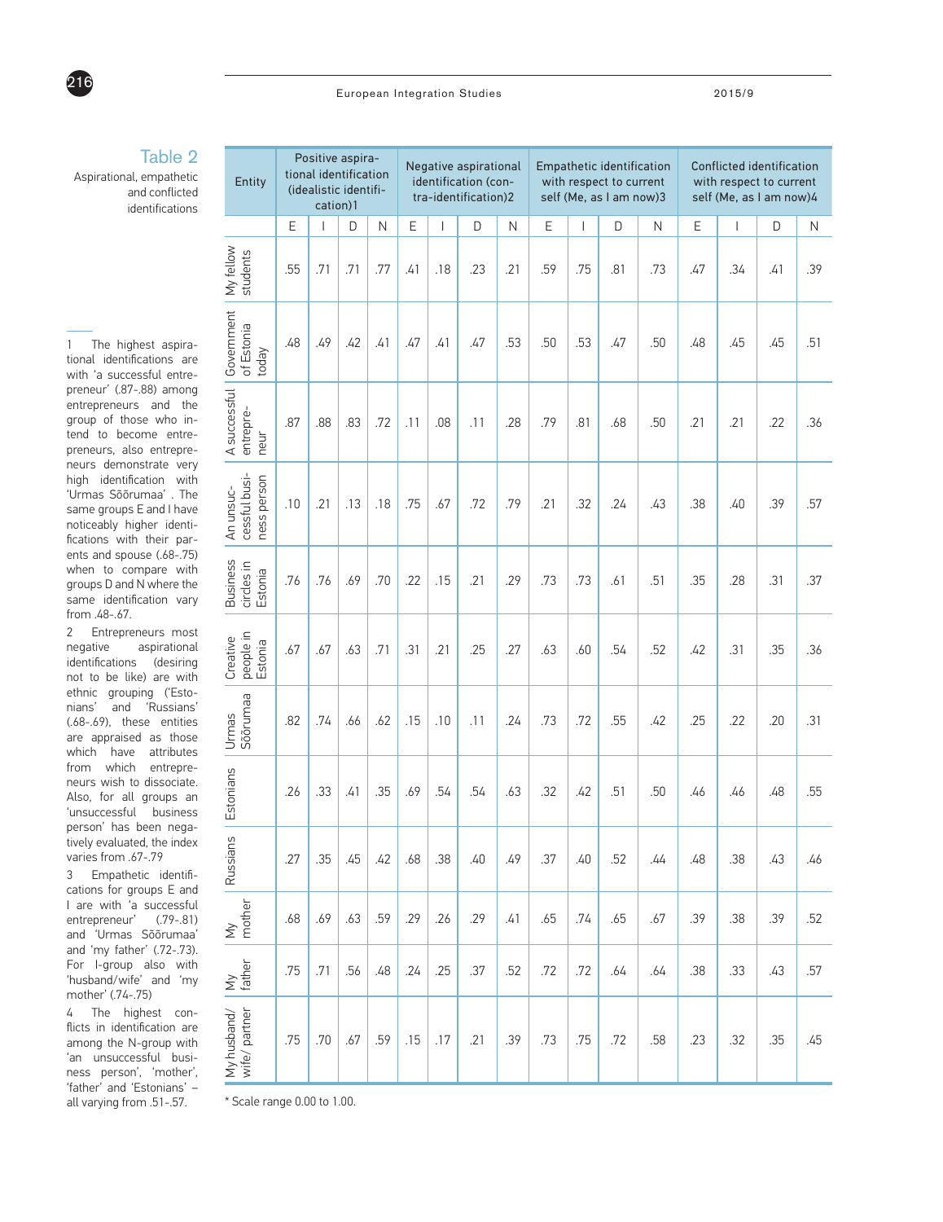## Table 2

Aspirational, empathetic and conflicted identifications

| Entity | Positive aspirational identification (idealistic identification)1 | | | | Negative aspirational identification (contra-identification)2 | | | | Empathetic identification with respect to current self (Me, as I am now)3 | | | | Conflicted identification with respect to current self (Me, as I am now)4 | | | |
|---|---|---|---|---|---|---|---|---|---|---|---|---|---|---|---|---|
| | E | I | D | N | E | I | D | N | E | I | D | N | E | I | D | N |
| My fellow students | .55 | .71 | .71 | .77 | .41 | .18 | .23 | .21 | .59 | .75 | .81 | .73 | .47 | .34 | .41 | .39 |
| Government of Estonia today | .48 | .49 | .42 | .41 | .47 | .41 | .47 | .53 | .50 | .53 | .47 | .50 | .48 | .45 | .45 | .51 |
| A successful entrepreneur | .87 | .88 | .83 | .72 | .11 | .08 | .11 | .28 | .79 | .81 | .68 | .50 | .21 | .21 | .22 | .36 |
| An unsuccessful business person | .10 | .21 | .13 | .18 | .75 | .67 | .72 | .79 | .21 | .32 | .24 | .43 | .38 | .40 | .39 | .57 |
| Business circles in Estonia | .76 | .76 | .69 | .70 | .22 | .15 | .21 | .29 | .73 | .73 | .61 | .51 | .35 | .28 | .31 | .37 |
| Creative people in Estonia | .67 | .67 | .63 | .71 | .31 | .21 | .25 | .27 | .63 | .60 | .54 | .52 | .42 | .31 | .35 | .36 |
| Urmas Sõõrumaa | .82 | .74 | .66 | .62 | .15 | .10 | .11 | .24 | .73 | .72 | .55 | .42 | .25 | .22 | .20 | .31 |
| Estonians | .26 | .33 | .41 | .35 | .69 | .54 | .54 | .63 | .32 | .42 | .51 | .50 | .46 | .46 | .48 | .55 |
| Russians | .27 | .35 | .45 | .42 | .68 | .38 | .40 | .49 | .37 | .40 | .52 | .44 | .48 | .38 | .43 | .46 |
| My mother | .68 | .69 | .63 | .59 | .29 | .26 | .29 | .41 | .65 | .74 | .65 | .67 | .39 | .38 | .39 | .52 |
| My father | .75 | .71 | .56 | .48 | .24 | .25 | .37 | .52 | .72 | .72 | .64 | .64 | .38 | .33 | .43 | .57 |
| My husband/ wife/ partner | .75 | .70 | .67 | .59 | .15 | .17 | .21 | .39 | .73 | .75 | .72 | .58 | .23 | .32 | .35 | .45 |

\* Scale range 0.00 to 1.00.

1 The highest aspirational identifications are with 'a successful entrepreneur' (.87-.88) among entrepreneurs and the group of those who intend to become entrepreneurs, also entrepreneurs demonstrate very high identification with 'Urmas Sõõrumaa' . The same groups E and I have noticeably higher identifications with their parents and spouse (.68-.75) when to compare with groups D and N where the same identification vary from .48-.67.

2 Entrepreneurs most negative aspirational identifications (desiring not to be like) are with ethnic grouping ('Estonians' and 'Russians' (.68-.69), these entities are appraised as those which have attributes from which entrepreneurs wish to dissociate. Also, for all groups an 'unsuccessful business person' has been negatively evaluated, the index varies from .67-.79

3 Empathetic identifications for groups E and I are with 'a successful entrepreneur' (.79-.81) and 'Urmas Sõõrumaa' and 'my father' (.72-.73). For I-group also with 'husband/wife' and 'my mother' (.74-.75)

4 The highest conflicts in identification are among the N-group with 'an unsuccessful business person', 'mother', 'father' and 'Estonians' – all varying from .51-.57.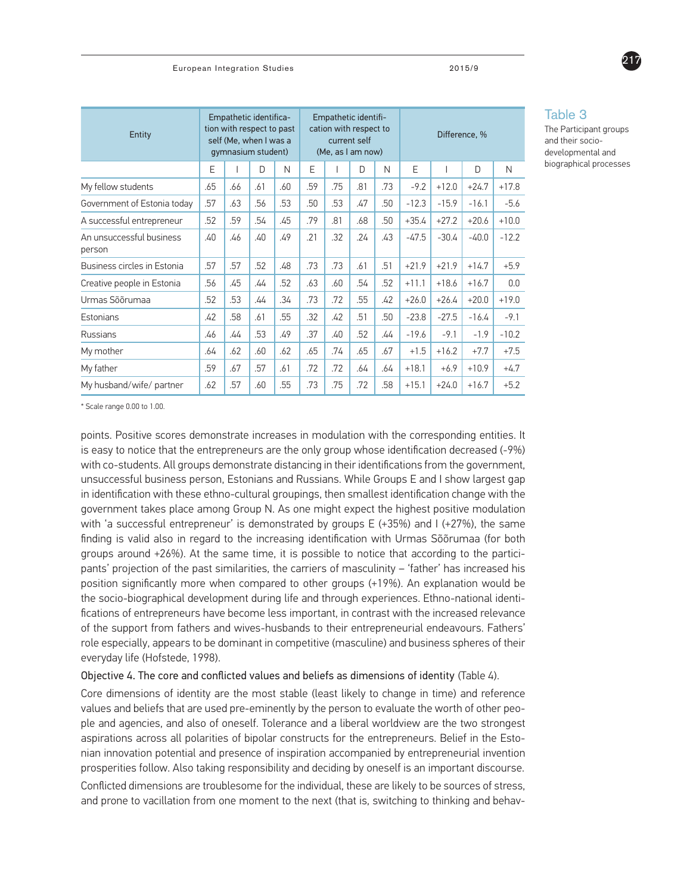**Table 3**

The Participant groups and their socio-developmental and biographical processes

| Entity | Empathetic identification with respect to past self (Me, when I was a gymnasium student) | | | | Empathetic identification with respect to current self (Me, as I am now) | | | | Difference, % | | | |
|---|---|---|---|---|---|---|---|---|---|---|---|---|
| | E | I | D | N | E | I | D | N | E | I | D | N |
| My fellow students | .65 | .66 | .61 | .60 | .59 | .75 | .81 | .73 | -9.2 | +12.0 | +24.7 | +17.8 |
| Government of Estonia today | .57 | .63 | .56 | .53 | .50 | .53 | .47 | .50 | -12.3 | -15.9 | -16.1 | -5.6 |
| A successful entrepreneur | .52 | .59 | .54 | .45 | .79 | .81 | .68 | .50 | +35.4 | +27.2 | +20.6 | +10.0 |
| An unsuccessful business person | .40 | .46 | .40 | .49 | .21 | .32 | .24 | .43 | -47.5 | -30.4 | -40.0 | -12.2 |
| Business circles in Estonia | .57 | .57 | .52 | .48 | .73 | .73 | .61 | .51 | +21.9 | +21.9 | +14.7 | +5.9 |
| Creative people in Estonia | .56 | .45 | .44 | .52 | .63 | .60 | .54 | .52 | +11.1 | +18.6 | +16.7 | 0.0 |
| Urmas Sõõrumaa | .52 | .53 | .44 | .34 | .73 | .72 | .55 | .42 | +26.0 | +26.4 | +20.0 | +19.0 |
| Estonians | .42 | .58 | .61 | .55 | .32 | .42 | .51 | .50 | -23.8 | -27.5 | -16.4 | -9.1 |
| Russians | .46 | .44 | .53 | .49 | .37 | .40 | .52 | .44 | -19.6 | -9.1 | -1.9 | -10.2 |
| My mother | .64 | .62 | .60 | .62 | .65 | .74 | .65 | .67 | +1.5 | +16.2 | +7.7 | +7.5 |
| My father | .59 | .67 | .57 | .61 | .72 | .72 | .64 | .64 | +18.1 | +6.9 | +10.9 | +4.7 |
| My husband/wife/ partner | .62 | .57 | .60 | .55 | .73 | .75 | .72 | .58 | +15.1 | +24.0 | +16.7 | +5.2 |

* Scale range 0.00 to 1.00.

points. Positive scores demonstrate increases in modulation with the corresponding entities. It is easy to notice that the entrepreneurs are the only group whose identification decreased (-9%) with co-students. All groups demonstrate distancing in their identifications from the government, unsuccessful business person, Estonians and Russians. While Groups E and I show largest gap in identification with these ethno-cultural groupings, then smallest identification change with the government takes place among Group N. As one might expect the highest positive modulation with 'a successful entrepreneur' is demonstrated by groups E (+35%) and I (+27%), the same finding is valid also in regard to the increasing identification with Urmas Sõõrumaa (for both groups around +26%). At the same time, it is possible to notice that according to the participants' projection of the past similarities, the carriers of masculinity – 'father' has increased his position significantly more when compared to other groups (+19%). An explanation would be the socio-biographical development during life and through experiences. Ethno-national identifications of entrepreneurs have become less important, in contrast with the increased relevance of the support from fathers and wives-husbands to their entrepreneurial endeavours. Fathers' role especially, appears to be dominant in competitive (masculine) and business spheres of their everyday life (Hofstede, 1998).

Objective 4. The core and conflicted values and beliefs as dimensions of identity (Table 4).

Core dimensions of identity are the most stable (least likely to change in time) and reference values and beliefs that are used pre-eminently by the person to evaluate the worth of other people and agencies, and also of oneself. Tolerance and a liberal worldview are the two strongest aspirations across all polarities of bipolar constructs for the entrepreneurs. Belief in the Estonian innovation potential and presence of inspiration accompanied by entrepreneurial invention prosperities follow. Also taking responsibility and deciding by oneself is an important discourse.

Conflicted dimensions are troublesome for the individual, these are likely to be sources of stress, and prone to vacillation from one moment to the next (that is, switching to thinking and behav-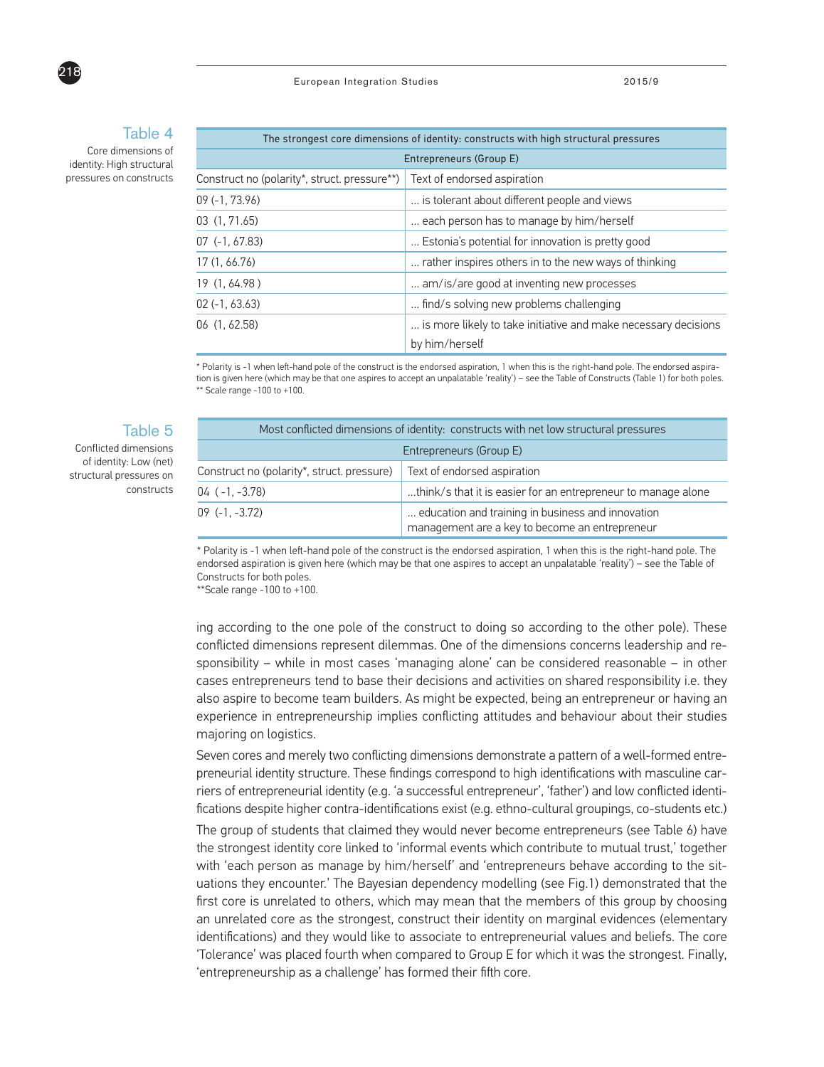**Table 4**
Core dimensions of identity: High structural pressures on constructs

| The strongest core dimensions of identity: constructs with high structural pressures | |
|---|---|
| Entrepreneurs (Group E) | |
| Construct no (polarity*, struct. pressure**) | Text of endorsed aspiration |
| 09 (-1, 73.96) | ... is tolerant about different people and views |
| 03 (1, 71.65) | ... each person has to manage by him/herself |
| 07 (-1, 67.83) | ... Estonia's potential for innovation is pretty good |
| 17 (1, 66.76) | ... rather inspires others in to the new ways of thinking |
| 19 (1, 64.98 ) | ... am/is/are good at inventing new processes |
| 02 (-1, 63.63) | ... find/s solving new problems challenging |
| 06 (1, 62.58) | ... is more likely to take initiative and make necessary decisions by him/herself |

* Polarity is -1 when left-hand pole of the construct is the endorsed aspiration, 1 when this is the right-hand pole. The endorsed aspiration is given here (which may be that one aspires to accept an unpalatable 'reality') – see the Table of Constructs (Table 1) for both poles.
** Scale range -100 to +100.

**Table 5**
Conflicted dimensions of identity: Low (net) structural pressures on constructs

| Most conflicted dimensions of identity: constructs with net low structural pressures | |
|---|---|
| Entrepreneurs (Group E) | |
| Construct no (polarity*, struct. pressure) | Text of endorsed aspiration |
| 04 ( -1, -3.78) | ...think/s that it is easier for an entrepreneur to manage alone |
| 09 (-1, -3.72) | ... education and training in business and innovation management are a key to become an entrepreneur |

* Polarity is -1 when left-hand pole of the construct is the endorsed aspiration, 1 when this is the right-hand pole. The endorsed aspiration is given here (which may be that one aspires to accept an unpalatable 'reality') – see the Table of Constructs for both poles.
**Scale range -100 to +100.

ing according to the one pole of the construct to doing so according to the other pole). These conflicted dimensions represent dilemmas. One of the dimensions concerns leadership and responsibility – while in most cases 'managing alone' can be considered reasonable – in other cases entrepreneurs tend to base their decisions and activities on shared responsibility i.e. they also aspire to become team builders. As might be expected, being an entrepreneur or having an experience in entrepreneurship implies conflicting attitudes and behaviour about their studies majoring on logistics.

Seven cores and merely two conflicting dimensions demonstrate a pattern of a well-formed entrepreneurial identity structure. These findings correspond to high identifications with masculine carriers of entrepreneurial identity (e.g. 'a successful entrepreneur', 'father') and low conflicted identifications despite higher contra-identifications exist (e.g. ethno-cultural groupings, co-students etc.)

The group of students that claimed they would never become entrepreneurs (see Table 6) have the strongest identity core linked to 'informal events which contribute to mutual trust,' together with 'each person as manage by him/herself' and 'entrepreneurs behave according to the situations they encounter.' The Bayesian dependency modelling (see Fig.1) demonstrated that the first core is unrelated to others, which may mean that the members of this group by choosing an unrelated core as the strongest, construct their identity on marginal evidences (elementary identifications) and they would like to associate to entrepreneurial values and beliefs. The core 'Tolerance' was placed fourth when compared to Group E for which it was the strongest. Finally, 'entrepreneurship as a challenge' has formed their fifth core.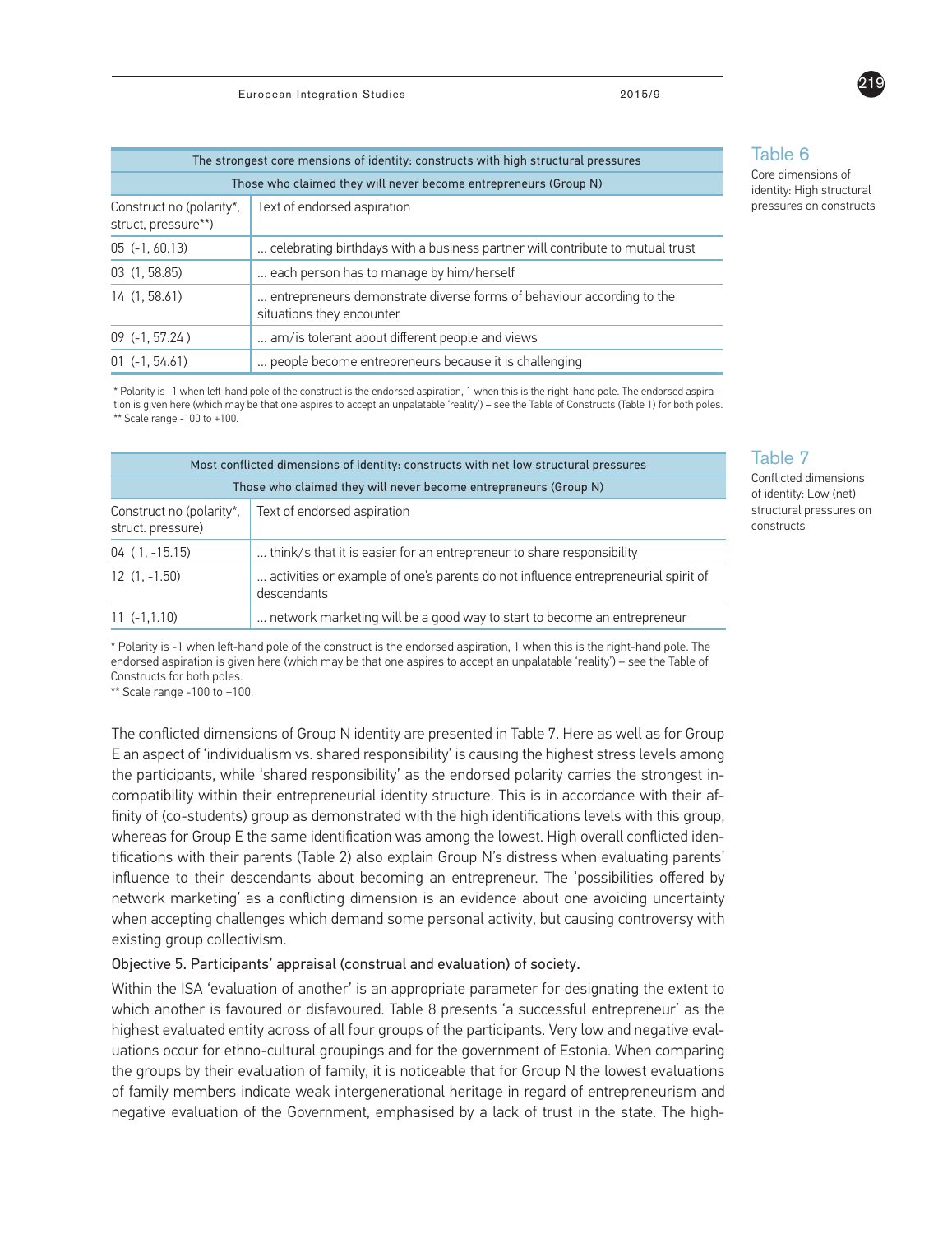Table 6

Core dimensions of identity: High structural pressures on constructs

| The strongest core mensions of identity: constructs with high structural pressures | |
|---|---|
| Those who claimed they will never become entrepreneurs (Group N) | |
| Construct no (polarity*, struct, pressure**) | Text of endorsed aspiration |
| 05 (-1, 60.13) | ... celebrating birthdays with a business partner will contribute to mutual trust |
| 03 (1, 58.85) | ... each person has to manage by him/herself |
| 14 (1, 58.61) | ... entrepreneurs demonstrate diverse forms of behaviour according to the situations they encounter |
| 09 (-1, 57.24 ) | ... am/is tolerant about different people and views |
| 01 (-1, 54.61) | ... people become entrepreneurs because it is challenging |

\* Polarity is -1 when left-hand pole of the construct is the endorsed aspiration, 1 when this is the right-hand pole. The endorsed aspiration is given here (which may be that one aspires to accept an unpalatable 'reality') – see the Table of Constructs (Table 1) for both poles.
\** Scale range -100 to +100.

Table 7

Conflicted dimensions of identity: Low (net) structural pressures on constructs

| Most conflicted dimensions of identity: constructs with net low structural pressures | |
|---|---|
| Those who claimed they will never become entrepreneurs (Group N) | |
| Construct no (polarity*, struct. pressure) | Text of endorsed aspiration |
| 04 ( 1, -15.15) | ... think/s that it is easier for an entrepreneur to share responsibility |
| 12 (1, -1.50) | ... activities or example of one's parents do not influence entrepreneurial spirit of descendants |
| 11 (-1,1.10) | ... network marketing will be a good way to start to become an entrepreneur |

\* Polarity is -1 when left-hand pole of the construct is the endorsed aspiration, 1 when this is the right-hand pole. The endorsed aspiration is given here (which may be that one aspires to accept an unpalatable 'reality') – see the Table of Constructs for both poles.
\** Scale range -100 to +100.

The conflicted dimensions of Group N identity are presented in Table 7. Here as well as for Group E an aspect of 'individualism vs. shared responsibility' is causing the highest stress levels among the participants, while 'shared responsibility' as the endorsed polarity carries the strongest incompatibility within their entrepreneurial identity structure. This is in accordance with their affinity of (co-students) group as demonstrated with the high identifications levels with this group, whereas for Group E the same identification was among the lowest. High overall conflicted identifications with their parents (Table 2) also explain Group N's distress when evaluating parents' influence to their descendants about becoming an entrepreneur. The 'possibilities offered by network marketing' as a conflicting dimension is an evidence about one avoiding uncertainty when accepting challenges which demand some personal activity, but causing controversy with existing group collectivism.

Objective 5. Participants' appraisal (construal and evaluation) of society.

Within the ISA 'evaluation of another' is an appropriate parameter for designating the extent to which another is favoured or disfavoured. Table 8 presents 'a successful entrepreneur' as the highest evaluated entity across of all four groups of the participants. Very low and negative evaluations occur for ethno-cultural groupings and for the government of Estonia. When comparing the groups by their evaluation of family, it is noticeable that for Group N the lowest evaluations of family members indicate weak intergenerational heritage in regard of entrepreneurism and negative evaluation of the Government, emphasised by a lack of trust in the state. The high-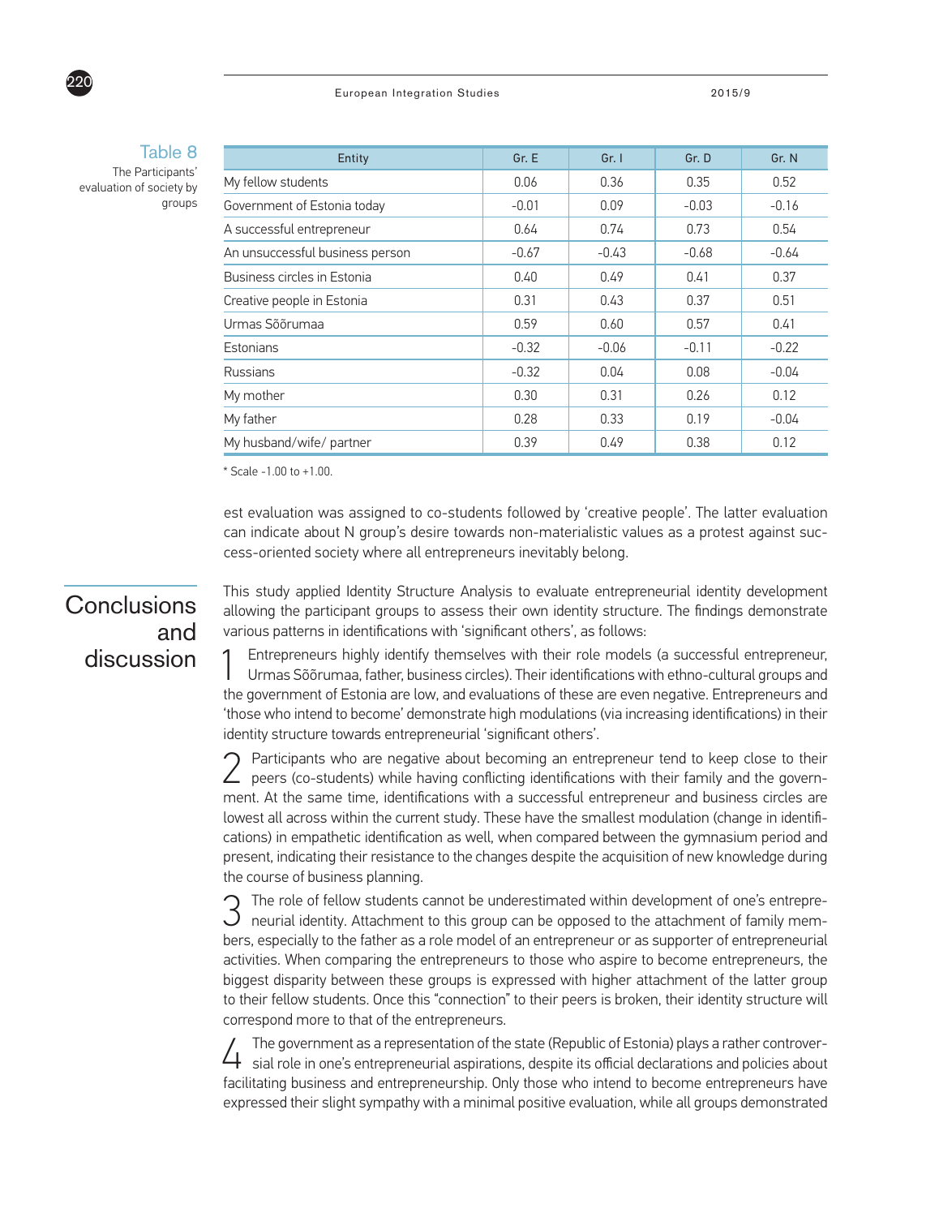**Table 8** The Participants' evaluation of society by groups

| Entity | Gr. E | Gr. I | Gr. D | Gr. N |
|---|---|---|---|---|
| My fellow students | 0.06 | 0.36 | 0.35 | 0.52 |
| Government of Estonia today | -0.01 | 0.09 | -0.03 | -0.16 |
| A successful entrepreneur | 0.64 | 0.74 | 0.73 | 0.54 |
| An unsuccessful business person | -0.67 | -0.43 | -0.68 | -0.64 |
| Business circles in Estonia | 0.40 | 0.49 | 0.41 | 0.37 |
| Creative people in Estonia | 0.31 | 0.43 | 0.37 | 0.51 |
| Urmas Sõõrumaa | 0.59 | 0.60 | 0.57 | 0.41 |
| Estonians | -0.32 | -0.06 | -0.11 | -0.22 |
| Russians | -0.32 | 0.04 | 0.08 | -0.04 |
| My mother | 0.30 | 0.31 | 0.26 | 0.12 |
| My father | 0.28 | 0.33 | 0.19 | -0.04 |
| My husband/wife/ partner | 0.39 | 0.49 | 0.38 | 0.12 |

* Scale -1.00 to +1.00.

est evaluation was assigned to co-students followed by 'creative people'. The latter evaluation can indicate about N group's desire towards non-materialistic values as a protest against success-oriented society where all entrepreneurs inevitably belong.

## Conclusions and discussion

This study applied Identity Structure Analysis to evaluate entrepreneurial identity development allowing the participant groups to assess their own identity structure. The findings demonstrate various patterns in identifications with 'significant others', as follows:

1. Entrepreneurs highly identify themselves with their role models (a successful entrepreneur, Urmas Sõõrumaa, father, business circles). Their identifications with ethno-cultural groups and the government of Estonia are low, and evaluations of these are even negative. Entrepreneurs and 'those who intend to become' demonstrate high modulations (via increasing identifications) in their identity structure towards entrepreneurial 'significant others'.

2. Participants who are negative about becoming an entrepreneur tend to keep close to their peers (co-students) while having conflicting identifications with their family and the government. At the same time, identifications with a successful entrepreneur and business circles are lowest all across within the current study. These have the smallest modulation (change in identifications) in empathetic identification as well, when compared between the gymnasium period and present, indicating their resistance to the changes despite the acquisition of new knowledge during the course of business planning.

3. The role of fellow students cannot be underestimated within development of one's entrepreneurial identity. Attachment to this group can be opposed to the attachment of family members, especially to the father as a role model of an entrepreneur or as supporter of entrepreneurial activities. When comparing the entrepreneurs to those who aspire to become entrepreneurs, the biggest disparity between these groups is expressed with higher attachment of the latter group to their fellow students. Once this "connection" to their peers is broken, their identity structure will correspond more to that of the entrepreneurs.

4. The government as a representation of the state (Republic of Estonia) plays a rather controversial role in one's entrepreneurial aspirations, despite its official declarations and policies about facilitating business and entrepreneurship. Only those who intend to become entrepreneurs have expressed their slight sympathy with a minimal positive evaluation, while all groups demonstrated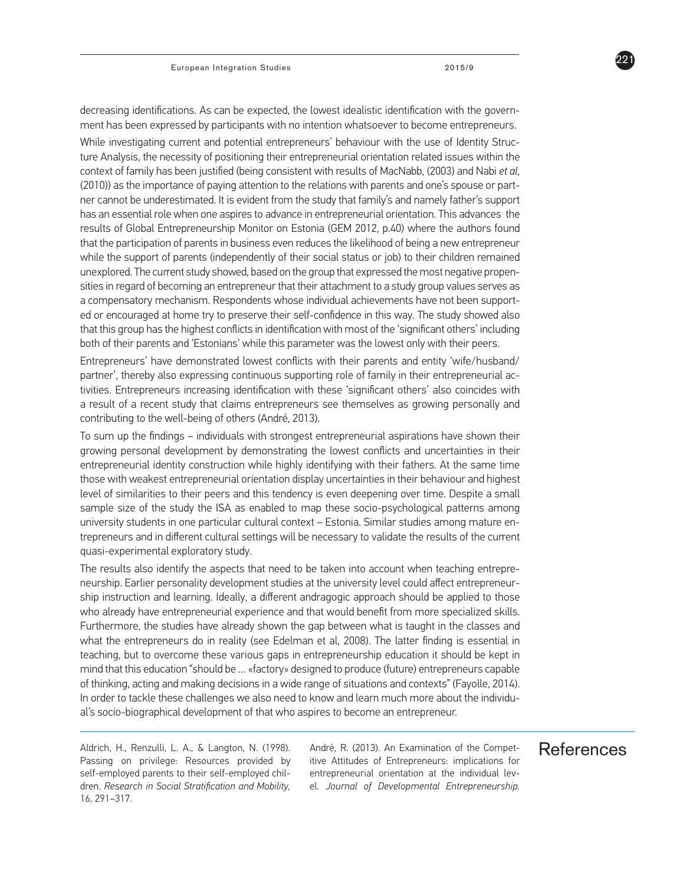decreasing identifications. As can be expected, the lowest idealistic identification with the government has been expressed by participants with no intention whatsoever to become entrepreneurs.

While investigating current and potential entrepreneurs' behaviour with the use of Identity Structure Analysis, the necessity of positioning their entrepreneurial orientation related issues within the context of family has been justified (being consistent with results of MacNabb, (2003) and Nabi *et al*, (2010)) as the importance of paying attention to the relations with parents and one's spouse or partner cannot be underestimated. It is evident from the study that family's and namely father's support has an essential role when one aspires to advance in entrepreneurial orientation. This advances the results of Global Entrepreneurship Monitor on Estonia (GEM 2012, p.40) where the authors found that the participation of parents in business even reduces the likelihood of being a new entrepreneur while the support of parents (independently of their social status or job) to their children remained unexplored. The current study showed, based on the group that expressed the most negative propensities in regard of becoming an entrepreneur that their attachment to a study group values serves as a compensatory mechanism. Respondents whose individual achievements have not been supported or encouraged at home try to preserve their self-confidence in this way. The study showed also that this group has the highest conflicts in identification with most of the 'significant others' including both of their parents and 'Estonians' while this parameter was the lowest only with their peers.

Entrepreneurs' have demonstrated lowest conflicts with their parents and entity 'wife/husband/partner', thereby also expressing continuous supporting role of family in their entrepreneurial activities. Entrepreneurs increasing identification with these 'significant others' also coincides with a result of a recent study that claims entrepreneurs see themselves as growing personally and contributing to the well-being of others (André, 2013).

To sum up the findings – individuals with strongest entrepreneurial aspirations have shown their growing personal development by demonstrating the lowest conflicts and uncertainties in their entrepreneurial identity construction while highly identifying with their fathers. At the same time those with weakest entrepreneurial orientation display uncertainties in their behaviour and highest level of similarities to their peers and this tendency is even deepening over time. Despite a small sample size of the study the ISA as enabled to map these socio-psychological patterns among university students in one particular cultural context – Estonia. Similar studies among mature entrepreneurs and in different cultural settings will be necessary to validate the results of the current quasi-experimental exploratory study.

The results also identify the aspects that need to be taken into account when teaching entrepreneurship. Earlier personality development studies at the university level could affect entrepreneurship instruction and learning. Ideally, a different andragogic approach should be applied to those who already have entrepreneurial experience and that would benefit from more specialized skills. Furthermore, the studies have already shown the gap between what is taught in the classes and what the entrepreneurs do in reality (see Edelman et al, 2008). The latter finding is essential in teaching, but to overcome these various gaps in entrepreneurship education it should be kept in mind that this education "should be … «factory» designed to produce (future) entrepreneurs capable of thinking, acting and making decisions in a wide range of situations and contexts" (Fayolle, 2014). In order to tackle these challenges we also need to know and learn much more about the individual's socio-biographical development of that who aspires to become an entrepreneur.

## References

Aldrich, H., Renzulli, L. A., & Langton, N. (1998). Passing on privilege: Resources provided by self-employed parents to their self-employed children. *Research in Social Stratification and Mobility,* 16, 291–317.

André, R. (2013). An Examination of the Competitive Attitudes of Entrepreneurs: implications for entrepreneurial orientation at the individual level. *Journal of Developmental Entrepreneurship.*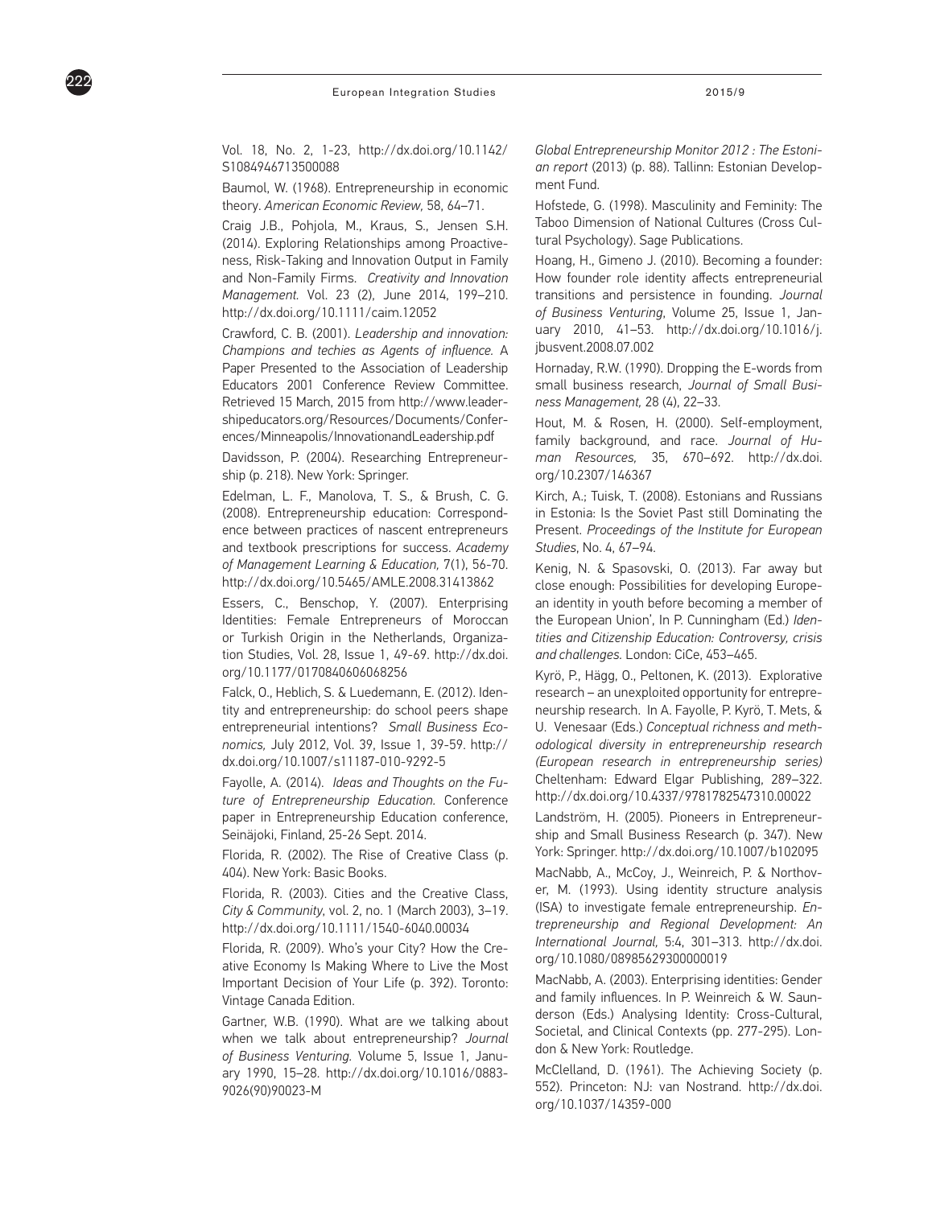Vol. 18, No. 2, 1-23, http://dx.doi.org/10.1142/S1084946713500088

Baumol, W. (1968). Entrepreneurship in economic theory. *American Economic Review,* 58, 64–71.

Craig J.B., Pohjola, M., Kraus, S., Jensen S.H. (2014). Exploring Relationships among Proactiveness, Risk-Taking and Innovation Output in Family and Non-Family Firms. *Creativity and Innovation Management.* Vol. 23 (2), June 2014, 199–210. http://dx.doi.org/10.1111/caim.12052

Crawford, C. B. (2001). *Leadership and innovation: Champions and techies as Agents of influence.* A Paper Presented to the Association of Leadership Educators 2001 Conference Review Committee. Retrieved 15 March, 2015 from http://www.leadershipeducators.org/Resources/Documents/Conferences/Minneapolis/InnovationandLeadership.pdf

Davidsson, P. (2004). Researching Entrepreneurship (p. 218). New York: Springer.

Edelman, L. F., Manolova, T. S., & Brush, C. G. (2008). Entrepreneurship education: Correspondence between practices of nascent entrepreneurs and textbook prescriptions for success. *Academy of Management Learning & Education,* 7(1), 56-70. http://dx.doi.org/10.5465/AMLE.2008.31413862

Essers, C., Benschop, Y. (2007). Enterprising Identities: Female Entrepreneurs of Moroccan or Turkish Origin in the Netherlands, Organization Studies, Vol. 28, Issue 1, 49-69. http://dx.doi.org/10.1177/0170840606068256

Falck, O., Heblich, S. & Luedemann, E. (2012). Identity and entrepreneurship: do school peers shape entrepreneurial intentions? *Small Business Economics,* July 2012, Vol. 39, Issue 1, 39-59. http://dx.doi.org/10.1007/s11187-010-9292-5

Fayolle, A. (2014). *Ideas and Thoughts on the Future of Entrepreneurship Education.* Conference paper in Entrepreneurship Education conference, Seinäjoki, Finland, 25-26 Sept. 2014.

Florida, R. (2002). The Rise of Creative Class (p. 404). New York: Basic Books.

Florida, R. (2003). Cities and the Creative Class, *City & Community*, vol. 2, no. 1 (March 2003), 3–19. http://dx.doi.org/10.1111/1540-6040.00034

Florida, R. (2009). Who's your City? How the Creative Economy Is Making Where to Live the Most Important Decision of Your Life (p. 392). Toronto: Vintage Canada Edition.

Gartner, W.B. (1990). What are we talking about when we talk about entrepreneurship? *Journal of Business Venturing.* Volume 5, Issue 1, January 1990, 15–28. http://dx.doi.org/10.1016/0883-9026(90)90023-M

*Global Entrepreneurship Monitor 2012 : The Estonian report* (2013) (p. 88). Tallinn: Estonian Development Fund.

Hofstede, G. (1998). Masculinity and Feminity: The Taboo Dimension of National Cultures (Cross Cultural Psychology). Sage Publications.

Hoang, H., Gimeno J. (2010). Becoming a founder: How founder role identity affects entrepreneurial transitions and persistence in founding. *Journal of Business Venturing*, Volume 25, Issue 1, January 2010, 41–53. http://dx.doi.org/10.1016/j.jbusvent.2008.07.002

Hornaday, R.W. (1990). Dropping the E-words from small business research, *Journal of Small Business Management,* 28 (4), 22–33.

Hout, M. & Rosen, H. (2000). Self-employment, family background, and race. *Journal of Human Resources,* 35, 670–692. http://dx.doi.org/10.2307/146367

Kirch, A.; Tuisk, T. (2008). Estonians and Russians in Estonia: Is the Soviet Past still Dominating the Present. *Proceedings of the Institute for European Studies*, No. 4, 67–94.

Kenig, N. & Spasovski, O. (2013). Far away but close enough: Possibilities for developing European identity in youth before becoming a member of the European Union', In P. Cunningham (Ed.) *Identities and Citizenship Education: Controversy, crisis and challenges.* London: CiCe, 453–465.

Kyrö, P., Hägg, O., Peltonen, K. (2013). Explorative research – an unexploited opportunity for entrepreneurship research. In A. Fayolle, P. Kyrö, T. Mets, & U. Venesaar (Eds.) *Conceptual richness and methodological diversity in entrepreneurship research (European research in entrepreneurship series)* Cheltenham: Edward Elgar Publishing, 289–322. http://dx.doi.org/10.4337/9781782547310.00022

Landström, H. (2005). Pioneers in Entrepreneurship and Small Business Research (p. 347). New York: Springer. http://dx.doi.org/10.1007/b102095

MacNabb, A., McCoy, J., Weinreich, P. & Northover, M. (1993). Using identity structure analysis (ISA) to investigate female entrepreneurship. *Entrepreneurship and Regional Development: An International Journal,* 5:4, 301–313. http://dx.doi.org/10.1080/08985629300000019

MacNabb, A. (2003). Enterprising identities: Gender and family influences. In P. Weinreich & W. Saunderson (Eds.) Analysing Identity: Cross-Cultural, Societal, and Clinical Contexts (pp. 277-295). London & New York: Routledge.

McClelland, D. (1961). The Achieving Society (p. 552). Princeton: NJ: van Nostrand. http://dx.doi.org/10.1037/14359-000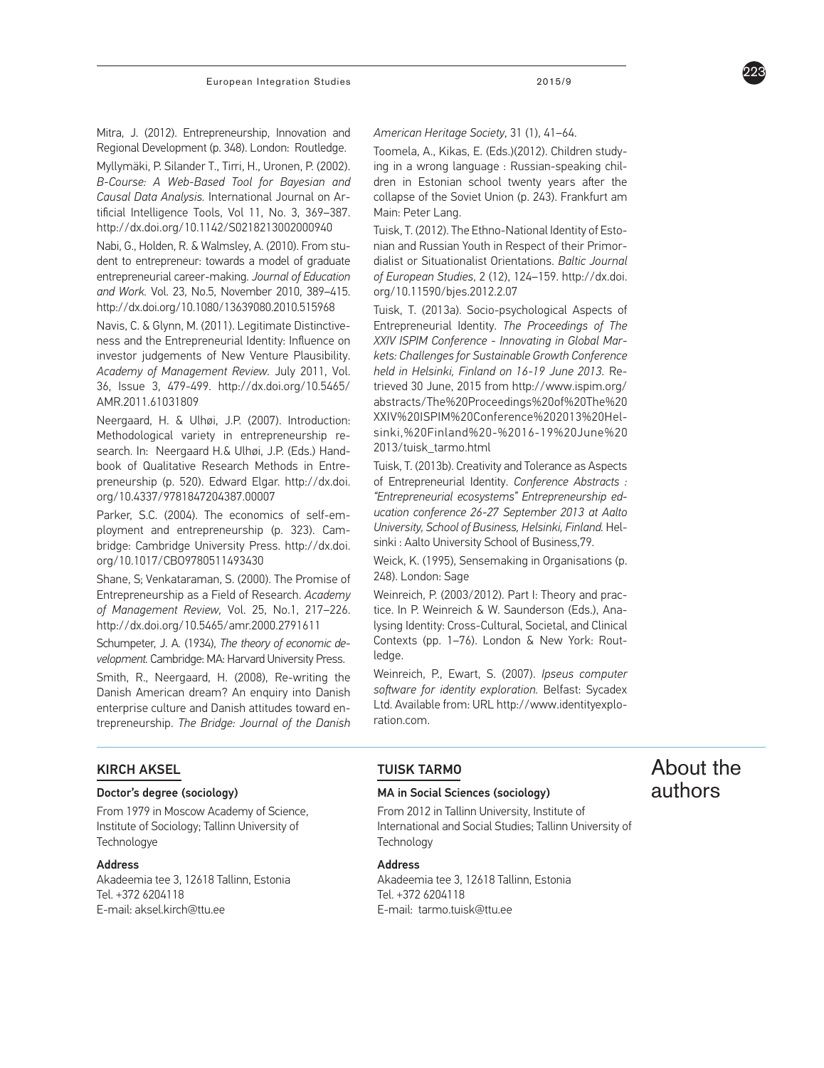Mitra, J. (2012). Entrepreneurship, Innovation and Regional Development (p. 348). London: Routledge.

Myllymäki, P. Silander T., Tirri, H., Uronen, P. (2002). *B-Course: A Web-Based Tool for Bayesian and Causal Data Analysis.* International Journal on Artificial Intelligence Tools, Vol 11, No. 3, 369–387. http://dx.doi.org/10.1142/S0218213002000940

Nabi, G., Holden, R. & Walmsley, A. (2010). From student to entrepreneur: towards a model of graduate entrepreneurial career-making. *Journal of Education and Work.* Vol. 23, No.5, November 2010, 389–415. http://dx.doi.org/10.1080/13639080.2010.515968

Navis, C. & Glynn, M. (2011). Legitimate Distinctiveness and the Entrepreneurial Identity: Influence on investor judgements of New Venture Plausibility. *Academy of Management Review.* July 2011, Vol. 36, Issue 3, 479-499. http://dx.doi.org/10.5465/AMR.2011.61031809

Neergaard, H. & Ulhøi, J.P. (2007). Introduction: Methodological variety in entrepreneurship research. In: Neergaard H.& Ulhøi, J.P. (Eds.) Handbook of Qualitative Research Methods in Entrepreneurship (p. 520). Edward Elgar. http://dx.doi.org/10.4337/9781847204387.00007

Parker, S.C. (2004). The economics of self-employment and entrepreneurship (p. 323). Cambridge: Cambridge University Press. http://dx.doi.org/10.1017/CBO9780511493430

Shane, S; Venkataraman, S. (2000). The Promise of Entrepreneurship as a Field of Research. *Academy of Management Review,* Vol. 25, No.1, 217–226. http://dx.doi.org/10.5465/amr.2000.2791611

Schumpeter, J. A. (1934), *The theory of economic development.* Cambridge: MA: Harvard University Press.

Smith, R., Neergaard, H. (2008), Re-writing the Danish American dream? An enquiry into Danish enterprise culture and Danish attitudes toward entrepreneurship. *The Bridge: Journal of the Danish American Heritage Society*, 31 (1), 41–64.

Toomela, A., Kikas, E. (Eds.)(2012). Children studying in a wrong language : Russian-speaking children in Estonian school twenty years after the collapse of the Soviet Union (p. 243). Frankfurt am Main: Peter Lang.

Tuisk, T. (2012). The Ethno-National Identity of Estonian and Russian Youth in Respect of their Primordialist or Situationalist Orientations. *Baltic Journal of European Studies*, 2 (12), 124–159. http://dx.doi.org/10.11590/bjes.2012.2.07

Tuisk, T. (2013a). Socio-psychological Aspects of Entrepreneurial Identity. *The Proceedings of The XXIV ISPIM Conference - Innovating in Global Markets: Challenges for Sustainable Growth Conference held in Helsinki, Finland on 16-19 June 2013.* Retrieved 30 June, 2015 from http://www.ispim.org/abstracts/The%20Proceedings%20of%20The%20XXIV%20ISPIM%20Conference%202013%20Helsinki,%20Finland%20-%2016-19%20June%202013/tuisk_tarmo.html

Tuisk, T. (2013b). Creativity and Tolerance as Aspects of Entrepreneurial Identity. *Conference Abstracts : "Entrepreneurial ecosystems" Entrepreneurship education conference 26-27 September 2013 at Aalto University, School of Business, Helsinki, Finland.* Helsinki : Aalto University School of Business,79.

Weick, K. (1995), Sensemaking in Organisations (p. 248). London: Sage

Weinreich, P. (2003/2012). Part I: Theory and practice. In P. Weinreich & W. Saunderson (Eds.), Analysing Identity: Cross-Cultural, Societal, and Clinical Contexts (pp. 1–76). London & New York: Routledge.

Weinreich, P., Ewart, S. (2007). *Ipseus computer software for identity exploration.* Belfast: Sycadex Ltd. Available from: URL http://www.identityexploration.com.

# About the authors

## KIRCH AKSEL

**Doctor's degree (sociology)**

From 1979 in Moscow Academy of Science, Institute of Sociology; Tallinn University of Technologye

**Address**

Akadeemia tee 3, 12618 Tallinn, Estonia
Tel. +372 6204118
E-mail: aksel.kirch@ttu.ee

## TUISK TARMO

**MA in Social Sciences (sociology)**

From 2012 in Tallinn University, Institute of International and Social Studies; Tallinn University of Technology

**Address**

Akadeemia tee 3, 12618 Tallinn, Estonia
Tel. +372 6204118
E-mail: tarmo.tuisk@ttu.ee